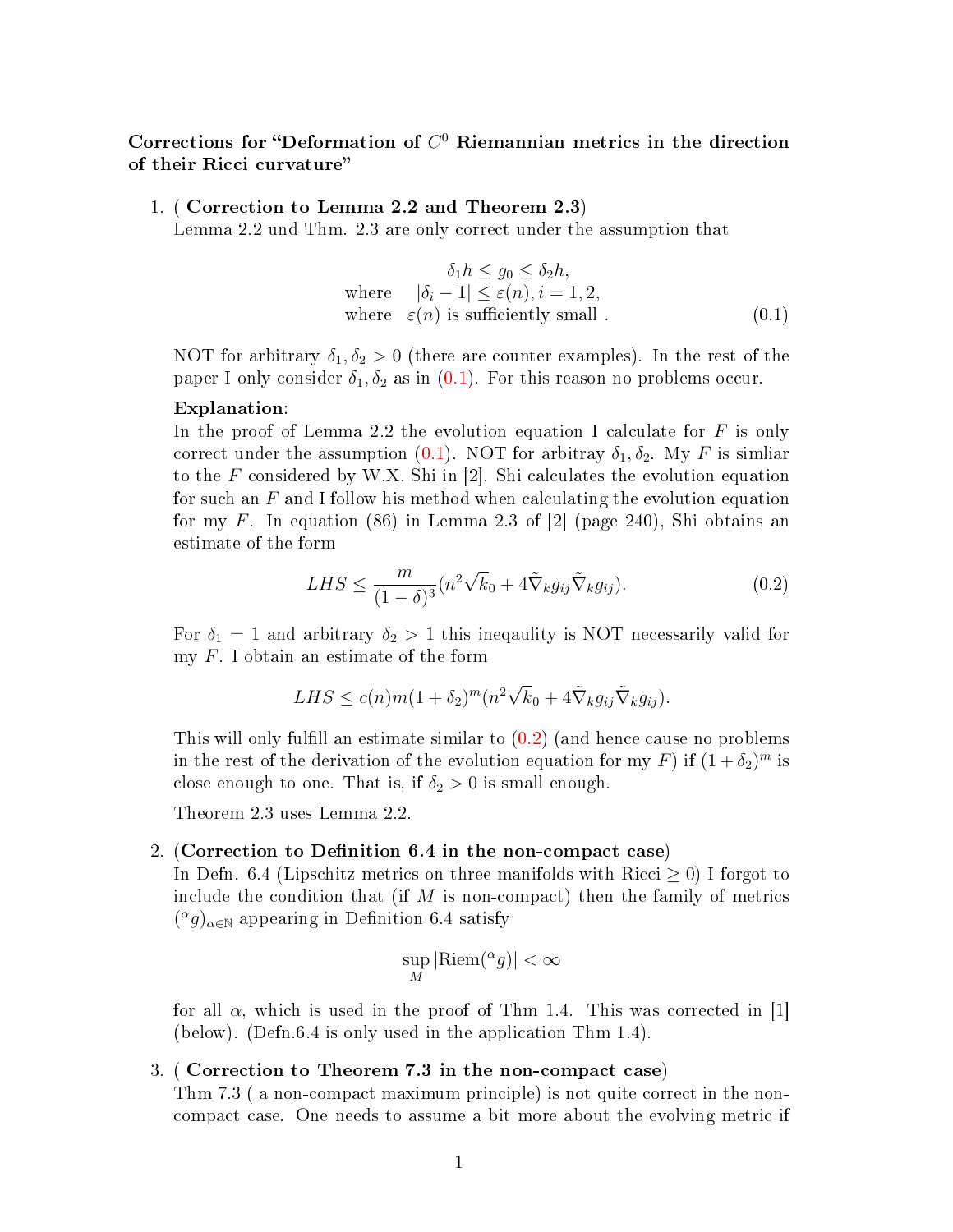**Corrections for “Deformation of $C^0$ Riemannian metrics in the direction of their Ricci curvature”**

1. (**Correction to Lemma 2.2 and Theorem 2.3**)
   Lemma 2.2 und Thm. 2.3 are only correct under the assumption that

$$
\begin{aligned}
& \delta_1 h \leq g_0 \leq \delta_2 h, \\
\text{where} \quad & |\delta_i - 1| \leq \varepsilon(n), i = 1, 2, \\
\text{where} \quad & \varepsilon(n) \text{ is sufficiently small .}
\end{aligned} \tag{0.1}
$$

   NOT for arbitrary $\delta_1, \delta_2 > 0$ (there are counter examples). In the rest of the paper I only consider $\delta_1, \delta_2$ as in (0.1). For this reason no problems occur.

   **Explanation**:
   In the proof of Lemma 2.2 the evolution equation I calculate for $F$ is only correct under the assumption (0.1). NOT for arbitray $\delta_1, \delta_2$. My $F$ is simliar to the $F$ considered by W.X. Shi in [2]. Shi calculates the evolution equation for such an $F$ and I follow his method when calculating the evolution equation for my $F$. In equation (86) in Lemma 2.3 of [2] (page 240), Shi obtains an estimate of the form

$$
LHS \leq \frac{m}{(1-\delta)^3}(n^2\sqrt{k}_0 + 4\tilde{\nabla}_k g_{ij}\tilde{\nabla}_k g_{ij}). \tag{0.2}
$$

   For $\delta_1 = 1$ and arbitrary $\delta_2 > 1$ this ineqaulity is NOT necessarily valid for my $F$. I obtain an estimate of the form

$$
LHS \leq c(n)m(1+\delta_2)^m(n^2\sqrt{k}_0 + 4\tilde{\nabla}_k g_{ij}\tilde{\nabla}_k g_{ij}).
$$

   This will only fulfill an estimate similar to (0.2) (and hence cause no problems in the rest of the derivation of the evolution equation for my $F$) if $(1+\delta_2)^m$ is close enough to one. That is, if $\delta_2 > 0$ is small enough.

   Theorem 2.3 uses Lemma 2.2.

2. (**Correction to Definition 6.4 in the non-compact case**)
   In Defn. 6.4 (Lipschitz metrics on three manifolds with Ricci $\geq 0$) I forgot to include the condition that (if $M$ is non-compact) then the family of metrics $({}^{\alpha}g)_{\alpha\in\mathbb{N}}$ appearing in Definition 6.4 satisfy

$$
\sup_M |\text{Riem}({}^{\alpha}g)| < \infty
$$

   for all $\alpha$, which is used in the proof of Thm 1.4. This was corrected in [1] (below). (Defn.6.4 is only used in the application Thm 1.4).

3. ( **Correction to Theorem 7.3 in the non-compact case**)
   Thm 7.3 ( a non-compact maximum principle) is not quite correct in the non-compact case. One needs to assume a bit more about the evolving metric if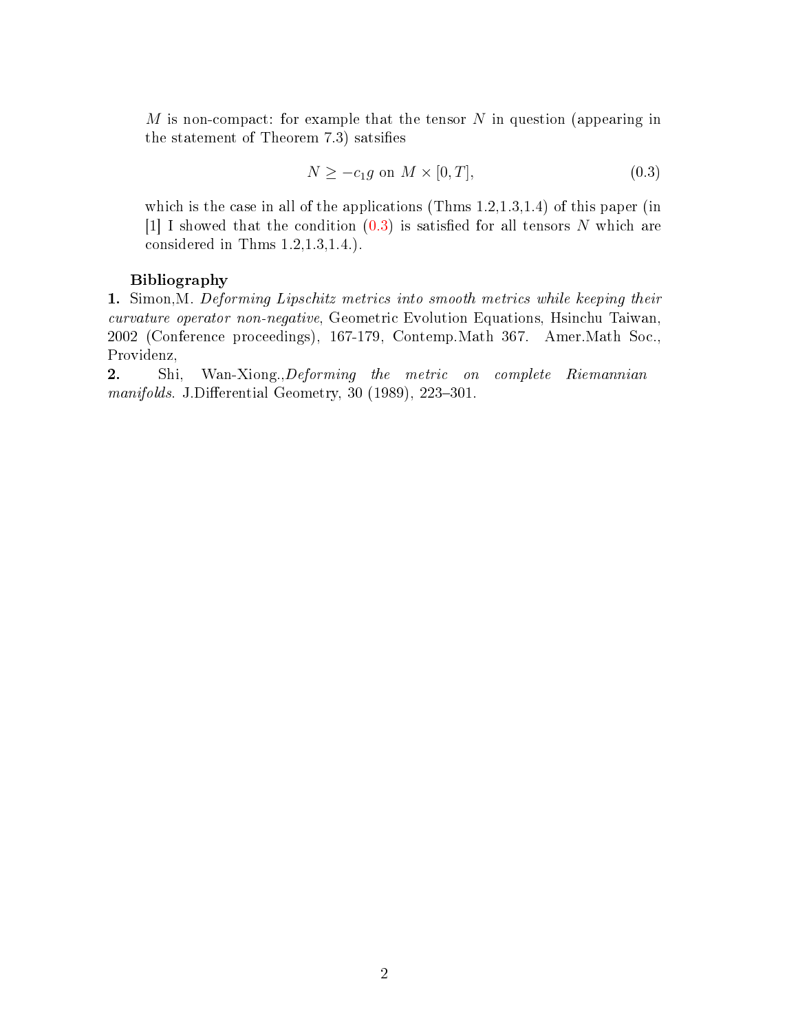$M$ is non-compact: for example that the tensor $N$ in question (appearing in the statement of Theorem 7.3) satsifies

$$N \geq -c_1 g \text{ on } M \times [0, T], \tag{0.3}$$

which is the case in all of the applications (Thms 1.2,1.3,1.4) of this paper (in [1] I showed that the condition (0.3) is satisfied for all tensors $N$ which are considered in Thms 1.2,1.3,1.4.).

**Bibliography**

**1.** Simon,M. *Deforming Lipschitz metrics into smooth metrics while keeping their curvature operator non-negative*, Geometric Evolution Equations, Hsinchu Taiwan, 2002 (Conference proceedings), 167-179, Contemp.Math 367. Amer.Math Soc., Providenz,

**2.** Shi, Wan-Xiong.,*Deforming the metric on complete Riemannian manifolds*. J.Differential Geometry, 30 (1989), 223–301.